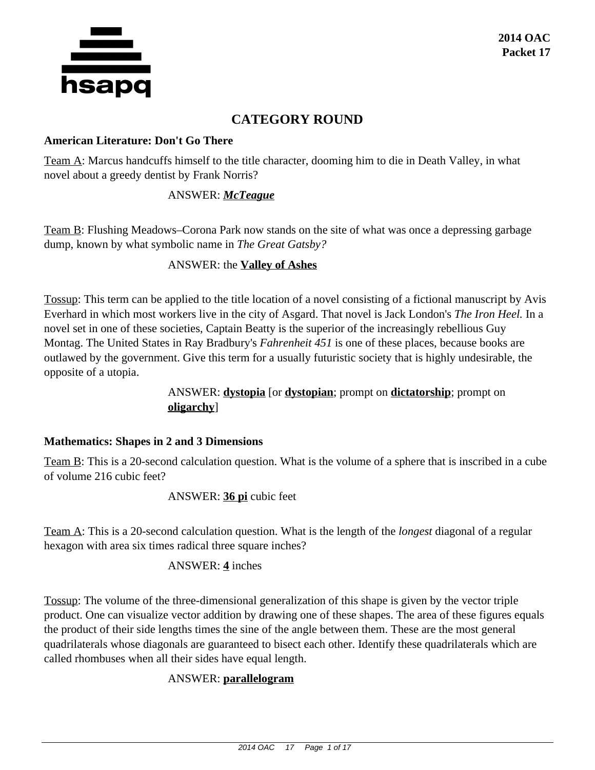# CATEGORY ROUND

### American Literature: Don't Go There

Team A: Marcus handcuffs himself to the title character, dooming him to die in Death Valley, in what novel about a greedy dentist by Frank Norris?

ANSWER: ***McTeague***

Team B: Flushing Meadows–Corona Park now stands on the site of what was once a depressing garbage dump, known by what symbolic name in *The Great Gatsby?*

ANSWER: the **Valley of Ashes**

Tossup: This term can be applied to the title location of a novel consisting of a fictional manuscript by Avis Everhard in which most workers live in the city of Asgard. That novel is Jack London's *The Iron Heel.* In a novel set in one of these societies, Captain Beatty is the superior of the increasingly rebellious Guy Montag. The United States in Ray Bradbury's *Fahrenheit 451* is one of these places, because books are outlawed by the government. Give this term for a usually futuristic society that is highly undesirable, the opposite of a utopia.

ANSWER: **dystopia** [or **dystopian**; prompt on **dictatorship**; prompt on **oligarchy**]

### Mathematics: Shapes in 2 and 3 Dimensions

Team B: This is a 20-second calculation question. What is the volume of a sphere that is inscribed in a cube of volume 216 cubic feet?

ANSWER: **36 pi** cubic feet

Team A: This is a 20-second calculation question. What is the length of the *longest* diagonal of a regular hexagon with area six times radical three square inches?

ANSWER: **4** inches

Tossup: The volume of the three-dimensional generalization of this shape is given by the vector triple product. One can visualize vector addition by drawing one of these shapes. The area of these figures equals the product of their side lengths times the sine of the angle between them. These are the most general quadrilaterals whose diagonals are guaranteed to bisect each other. Identify these quadrilaterals which are called rhombuses when all their sides have equal length.

ANSWER: **parallelogram**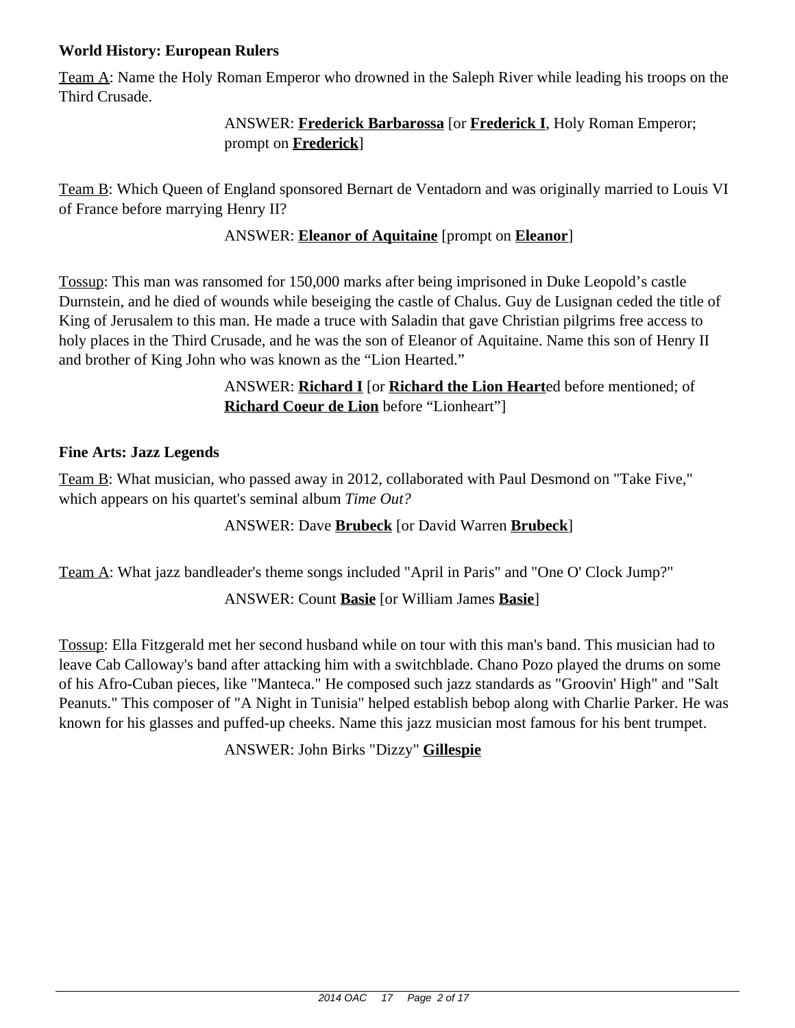**World History: European Rulers**

Team A: Name the Holy Roman Emperor who drowned in the Saleph River while leading his troops on the Third Crusade.

ANSWER: **Frederick Barbarossa** [or **Frederick I**, Holy Roman Emperor; prompt on **Frederick**]

Team B: Which Queen of England sponsored Bernart de Ventadorn and was originally married to Louis VI of France before marrying Henry II?

ANSWER: **Eleanor of Aquitaine** [prompt on **Eleanor**]

Tossup: This man was ransomed for 150,000 marks after being imprisoned in Duke Leopold's castle Durnstein, and he died of wounds while beseiging the castle of Chalus. Guy de Lusignan ceded the title of King of Jerusalem to this man. He made a truce with Saladin that gave Christian pilgrims free access to holy places in the Third Crusade, and he was the son of Eleanor of Aquitaine. Name this son of Henry II and brother of King John who was known as the "Lion Hearted."

ANSWER: **Richard I** [or **Richard the Lion Heart**ed before mentioned; of **Richard Coeur de Lion** before "Lionheart"]

**Fine Arts: Jazz Legends**

Team B: What musician, who passed away in 2012, collaborated with Paul Desmond on "Take Five," which appears on his quartet's seminal album *Time Out?*

ANSWER: Dave **Brubeck** [or David Warren **Brubeck**]

Team A: What jazz bandleader's theme songs included "April in Paris" and "One O' Clock Jump?"

ANSWER: Count **Basie** [or William James **Basie**]

Tossup: Ella Fitzgerald met her second husband while on tour with this man's band. This musician had to leave Cab Calloway's band after attacking him with a switchblade. Chano Pozo played the drums on some of his Afro-Cuban pieces, like "Manteca." He composed such jazz standards as "Groovin' High" and "Salt Peanuts." This composer of "A Night in Tunisia" helped establish bebop along with Charlie Parker. He was known for his glasses and puffed-up cheeks. Name this jazz musician most famous for his bent trumpet.

ANSWER: John Birks "Dizzy" **Gillespie**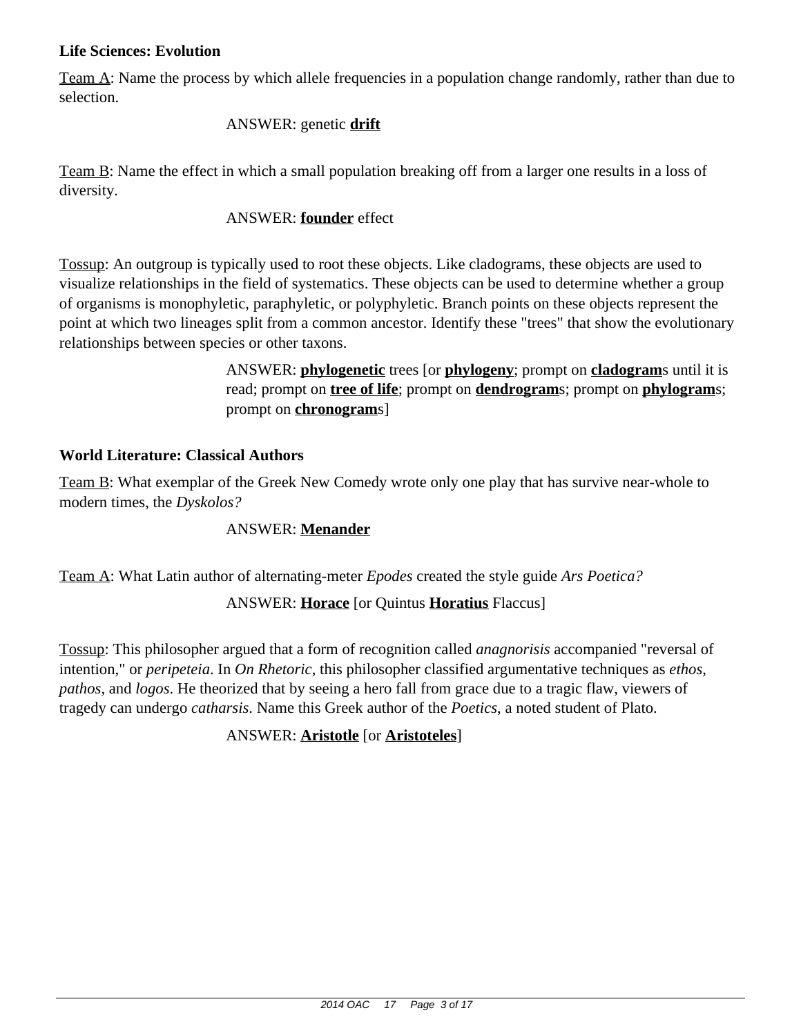**Life Sciences: Evolution**

Team A: Name the process by which allele frequencies in a population change randomly, rather than due to selection.

ANSWER: genetic **drift**

Team B: Name the effect in which a small population breaking off from a larger one results in a loss of diversity.

ANSWER: **founder** effect

Tossup: An outgroup is typically used to root these objects. Like cladograms, these objects are used to visualize relationships in the field of systematics. These objects can be used to determine whether a group of organisms is monophyletic, paraphyletic, or polyphyletic. Branch points on these objects represent the point at which two lineages split from a common ancestor. Identify these "trees" that show the evolutionary relationships between species or other taxons.

ANSWER: **phylogenetic** trees [or **phylogeny**; prompt on **cladogram**s until it is read; prompt on **tree of life**; prompt on **dendrogram**s; prompt on **phylogram**s; prompt on **chronogram**s]

**World Literature: Classical Authors**

Team B: What exemplar of the Greek New Comedy wrote only one play that has survive near-whole to modern times, the *Dyskolos?*

ANSWER: **Menander**

Team A: What Latin author of alternating-meter *Epodes* created the style guide *Ars Poetica?*

ANSWER: **Horace** [or Quintus **Horatius** Flaccus]

Tossup: This philosopher argued that a form of recognition called *anagnorisis* accompanied "reversal of intention," or *peripeteia*. In *On Rhetoric*, this philosopher classified argumentative techniques as *ethos*, *pathos*, and *logos*. He theorized that by seeing a hero fall from grace due to a tragic flaw, viewers of tragedy can undergo *catharsis*. Name this Greek author of the *Poetics*, a noted student of Plato.

ANSWER: **Aristotle** [or **Aristoteles**]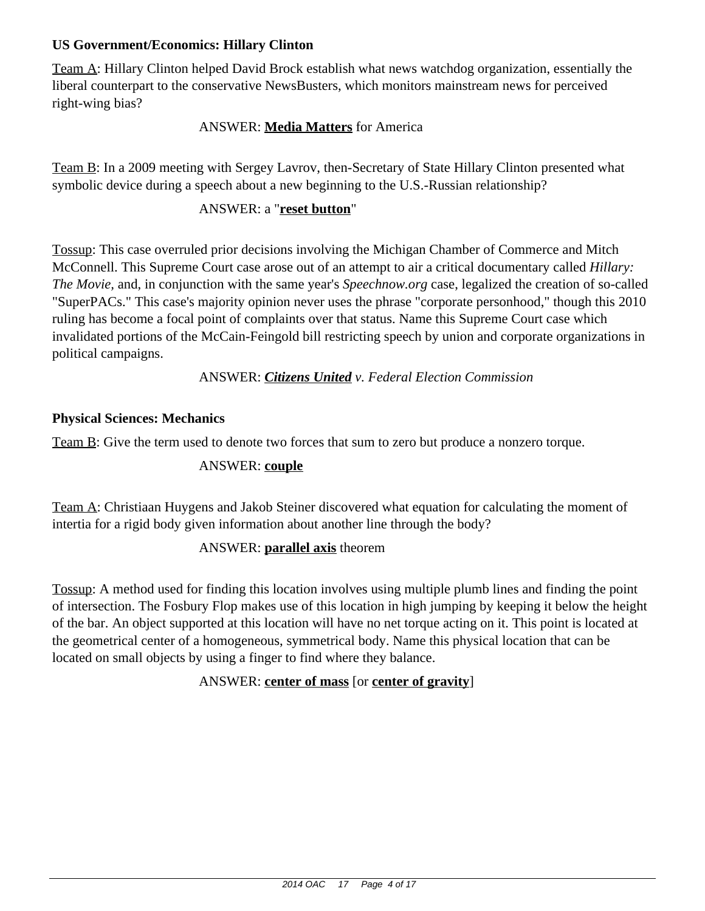**US Government/Economics: Hillary Clinton**

Team A: Hillary Clinton helped David Brock establish what news watchdog organization, essentially the liberal counterpart to the conservative NewsBusters, which monitors mainstream news for perceived right-wing bias?

ANSWER: **Media Matters** for America

Team B: In a 2009 meeting with Sergey Lavrov, then-Secretary of State Hillary Clinton presented what symbolic device during a speech about a new beginning to the U.S.-Russian relationship?

ANSWER: a "**reset button**"

Tossup: This case overruled prior decisions involving the Michigan Chamber of Commerce and Mitch McConnell. This Supreme Court case arose out of an attempt to air a critical documentary called *Hillary: The Movie,* and, in conjunction with the same year's *Speechnow.org* case, legalized the creation of so-called "SuperPACs." This case's majority opinion never uses the phrase "corporate personhood," though this 2010 ruling has become a focal point of complaints over that status. Name this Supreme Court case which invalidated portions of the McCain-Feingold bill restricting speech by union and corporate organizations in political campaigns.

ANSWER: ***Citizens United*** *v. Federal Election Commission*

**Physical Sciences: Mechanics**

Team B: Give the term used to denote two forces that sum to zero but produce a nonzero torque.

ANSWER: **couple**

Team A: Christiaan Huygens and Jakob Steiner discovered what equation for calculating the moment of intertia for a rigid body given information about another line through the body?

ANSWER: **parallel axis** theorem

Tossup: A method used for finding this location involves using multiple plumb lines and finding the point of intersection. The Fosbury Flop makes use of this location in high jumping by keeping it below the height of the bar. An object supported at this location will have no net torque acting on it. This point is located at the geometrical center of a homogeneous, symmetrical body. Name this physical location that can be located on small objects by using a finger to find where they balance.

ANSWER: **center of mass** [or **center of gravity**]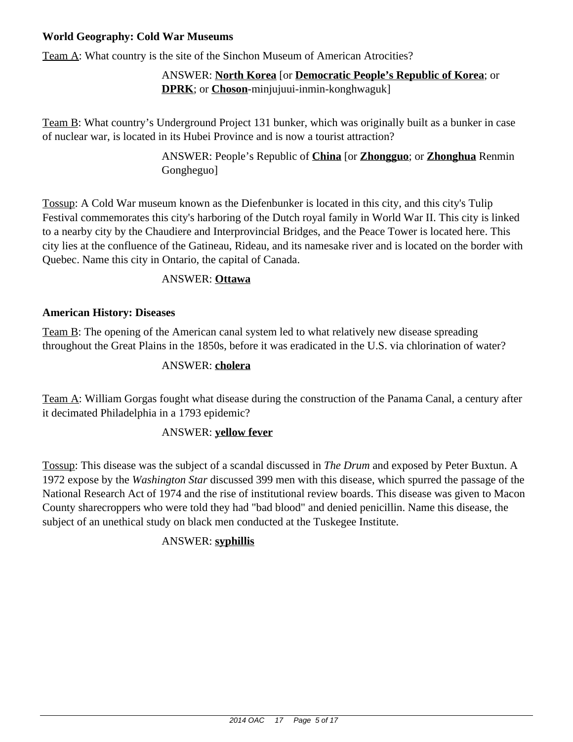**World Geography: Cold War Museums**

Team A: What country is the site of the Sinchon Museum of American Atrocities?

ANSWER: **North Korea** [or **Democratic People's Republic of Korea**; or **DPRK**; or **Choson**-minjujuui-inmin-konghwaguk]

Team B: What country's Underground Project 131 bunker, which was originally built as a bunker in case of nuclear war, is located in its Hubei Province and is now a tourist attraction?

ANSWER: People's Republic of **China** [or **Zhongguo**; or **Zhonghua** Renmin Gongheguo]

Tossup: A Cold War museum known as the Diefenbunker is located in this city, and this city's Tulip Festival commemorates this city's harboring of the Dutch royal family in World War II. This city is linked to a nearby city by the Chaudiere and Interprovincial Bridges, and the Peace Tower is located here. This city lies at the confluence of the Gatineau, Rideau, and its namesake river and is located on the border with Quebec. Name this city in Ontario, the capital of Canada.

ANSWER: **Ottawa**

**American History: Diseases**

Team B: The opening of the American canal system led to what relatively new disease spreading throughout the Great Plains in the 1850s, before it was eradicated in the U.S. via chlorination of water?

ANSWER: **cholera**

Team A: William Gorgas fought what disease during the construction of the Panama Canal, a century after it decimated Philadelphia in a 1793 epidemic?

ANSWER: **yellow fever**

Tossup: This disease was the subject of a scandal discussed in *The Drum* and exposed by Peter Buxtun. A 1972 expose by the *Washington Star* discussed 399 men with this disease, which spurred the passage of the National Research Act of 1974 and the rise of institutional review boards. This disease was given to Macon County sharecroppers who were told they had "bad blood" and denied penicillin. Name this disease, the subject of an unethical study on black men conducted at the Tuskegee Institute.

ANSWER: **syphillis**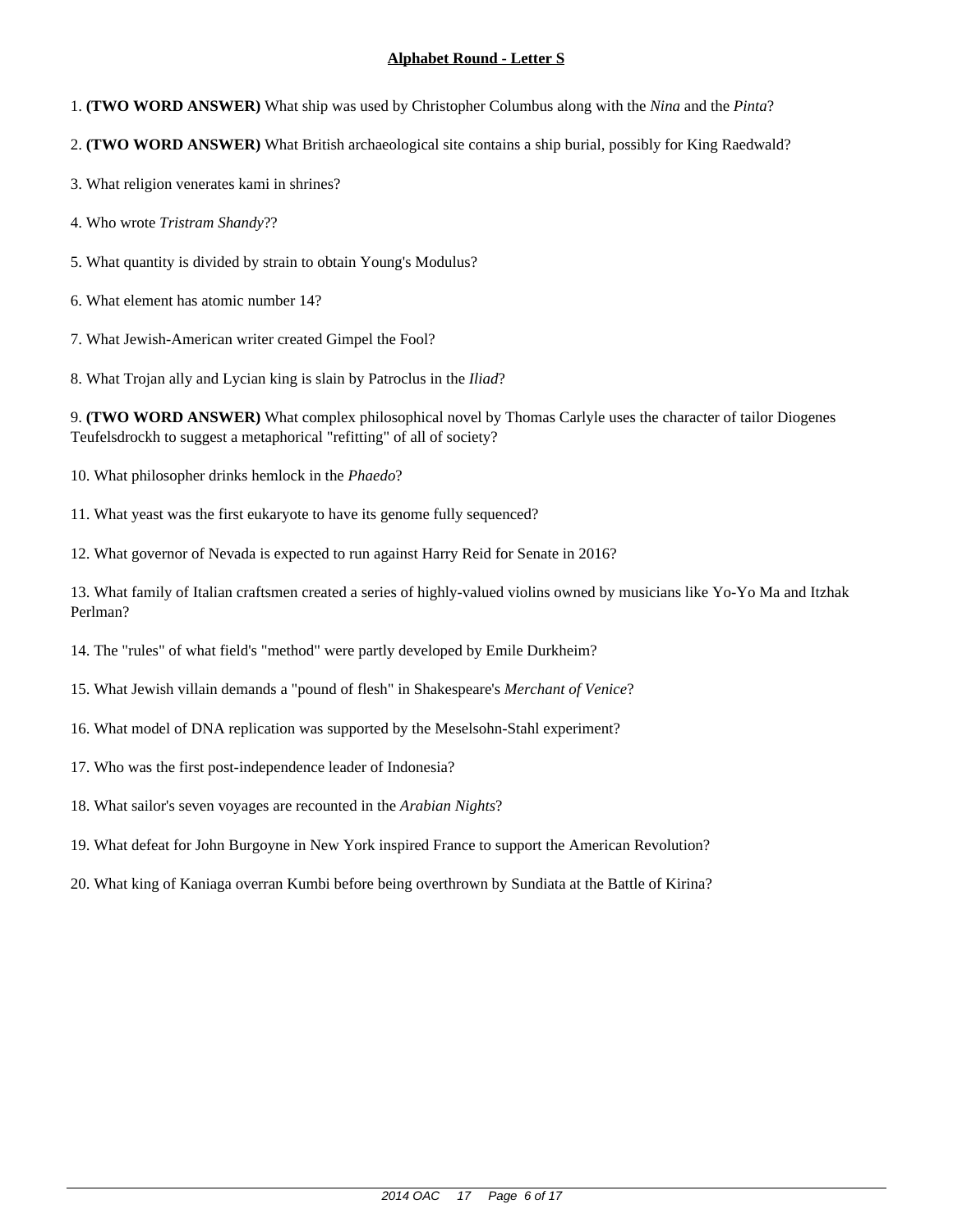## Alphabet Round - Letter S

1. **(TWO WORD ANSWER)** What ship was used by Christopher Columbus along with the *Nina* and the *Pinta*?

2. **(TWO WORD ANSWER)** What British archaeological site contains a ship burial, possibly for King Raedwald?

3. What religion venerates kami in shrines?

4. Who wrote *Tristram Shandy*??

5. What quantity is divided by strain to obtain Young's Modulus?

6. What element has atomic number 14?

7. What Jewish-American writer created Gimpel the Fool?

8. What Trojan ally and Lycian king is slain by Patroclus in the *Iliad*?

9. **(TWO WORD ANSWER)** What complex philosophical novel by Thomas Carlyle uses the character of tailor Diogenes Teufelsdrockh to suggest a metaphorical "refitting" of all of society?

10. What philosopher drinks hemlock in the *Phaedo*?

11. What yeast was the first eukaryote to have its genome fully sequenced?

12. What governor of Nevada is expected to run against Harry Reid for Senate in 2016?

13. What family of Italian craftsmen created a series of highly-valued violins owned by musicians like Yo-Yo Ma and Itzhak Perlman?

14. The "rules" of what field's "method" were partly developed by Emile Durkheim?

15. What Jewish villain demands a "pound of flesh" in Shakespeare's *Merchant of Venice*?

16. What model of DNA replication was supported by the Meselsohn-Stahl experiment?

17. Who was the first post-independence leader of Indonesia?

18. What sailor's seven voyages are recounted in the *Arabian Nights*?

19. What defeat for John Burgoyne in New York inspired France to support the American Revolution?

20. What king of Kaniaga overran Kumbi before being overthrown by Sundiata at the Battle of Kirina?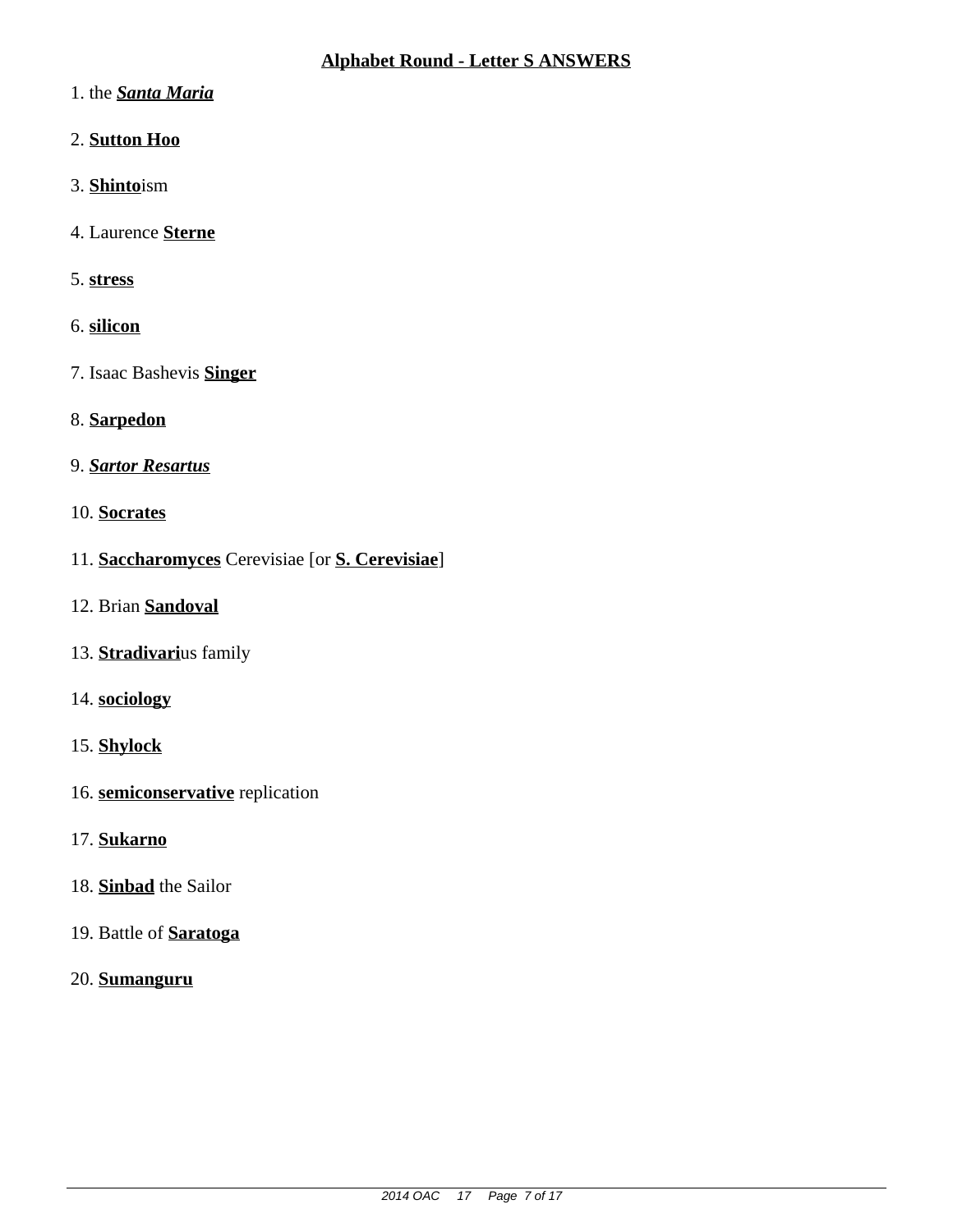## Alphabet Round - Letter S ANSWERS

1. the ***Santa Maria***

2. **Sutton Hoo**

3. **Shinto**ism

4. Laurence **Sterne**

5. **stress**

6. **silicon**

7. Isaac Bashevis **Singer**

8. **Sarpedon**

9. ***Sartor Resartus***

10. **Socrates**

11. **Saccharomyces** Cerevisiae [or **S. Cerevisiae**]

12. Brian **Sandoval**

13. **Stradivari**us family

14. **sociology**

15. **Shylock**

16. **semiconservative** replication

17. **Sukarno**

18. **Sinbad** the Sailor

19. Battle of **Saratoga**

20. **Sumanguru**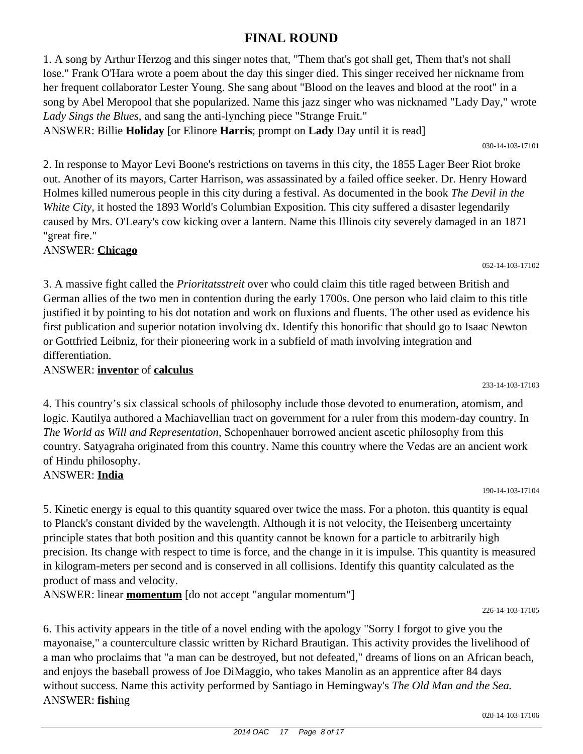# FINAL ROUND

1. A song by Arthur Herzog and this singer notes that, "Them that's got shall get, Them that's not shall lose." Frank O'Hara wrote a poem about the day this singer died. This singer received her nickname from her frequent collaborator Lester Young. She sang about "Blood on the leaves and blood at the root" in a song by Abel Meropool that she popularized. Name this jazz singer who was nicknamed "Lady Day," wrote *Lady Sings the Blues*, and sang the anti-lynching piece "Strange Fruit."
ANSWER: Billie **Holiday** [or Elinore **Harris**; prompt on **Lady** Day until it is read]

030-14-103-17101

2. In response to Mayor Levi Boone's restrictions on taverns in this city, the 1855 Lager Beer Riot broke out. Another of its mayors, Carter Harrison, was assassinated by a failed office seeker. Dr. Henry Howard Holmes killed numerous people in this city during a festival. As documented in the book *The Devil in the White City*, it hosted the 1893 World's Columbian Exposition. This city suffered a disaster legendarily caused by Mrs. O'Leary's cow kicking over a lantern. Name this Illinois city severely damaged in an 1871 "great fire."
ANSWER: **Chicago**

052-14-103-17102

3. A massive fight called the *Prioritatsstreit* over who could claim this title raged between British and German allies of the two men in contention during the early 1700s. One person who laid claim to this title justified it by pointing to his dot notation and work on fluxions and fluents. The other used as evidence his first publication and superior notation involving dx. Identify this honorific that should go to Isaac Newton or Gottfried Leibniz, for their pioneering work in a subfield of math involving integration and differentiation.
ANSWER: **inventor** of **calculus**

233-14-103-17103

4. This country's six classical schools of philosophy include those devoted to enumeration, atomism, and logic. Kautilya authored a Machiavellian tract on government for a ruler from this modern-day country. In *The World as Will and Representation*, Schopenhauer borrowed ancient ascetic philosophy from this country. Satyagraha originated from this country. Name this country where the Vedas are an ancient work of Hindu philosophy.
ANSWER: **India**

190-14-103-17104

5. Kinetic energy is equal to this quantity squared over twice the mass. For a photon, this quantity is equal to Planck's constant divided by the wavelength. Although it is not velocity, the Heisenberg uncertainty principle states that both position and this quantity cannot be known for a particle to arbitrarily high precision. Its change with respect to time is force, and the change in it is impulse. This quantity is measured in kilogram-meters per second and is conserved in all collisions. Identify this quantity calculated as the product of mass and velocity.
ANSWER: linear **momentum** [do not accept "angular momentum"]

226-14-103-17105

6. This activity appears in the title of a novel ending with the apology "Sorry I forgot to give you the mayonaise," a counterculture classic written by Richard Brautigan. This activity provides the livelihood of a man who proclaims that "a man can be destroyed, but not defeated," dreams of lions on an African beach, and enjoys the baseball prowess of Joe DiMaggio, who takes Manolin as an apprentice after 84 days without success. Name this activity performed by Santiago in Hemingway's *The Old Man and the Sea.*
ANSWER: **fish**ing

020-14-103-17106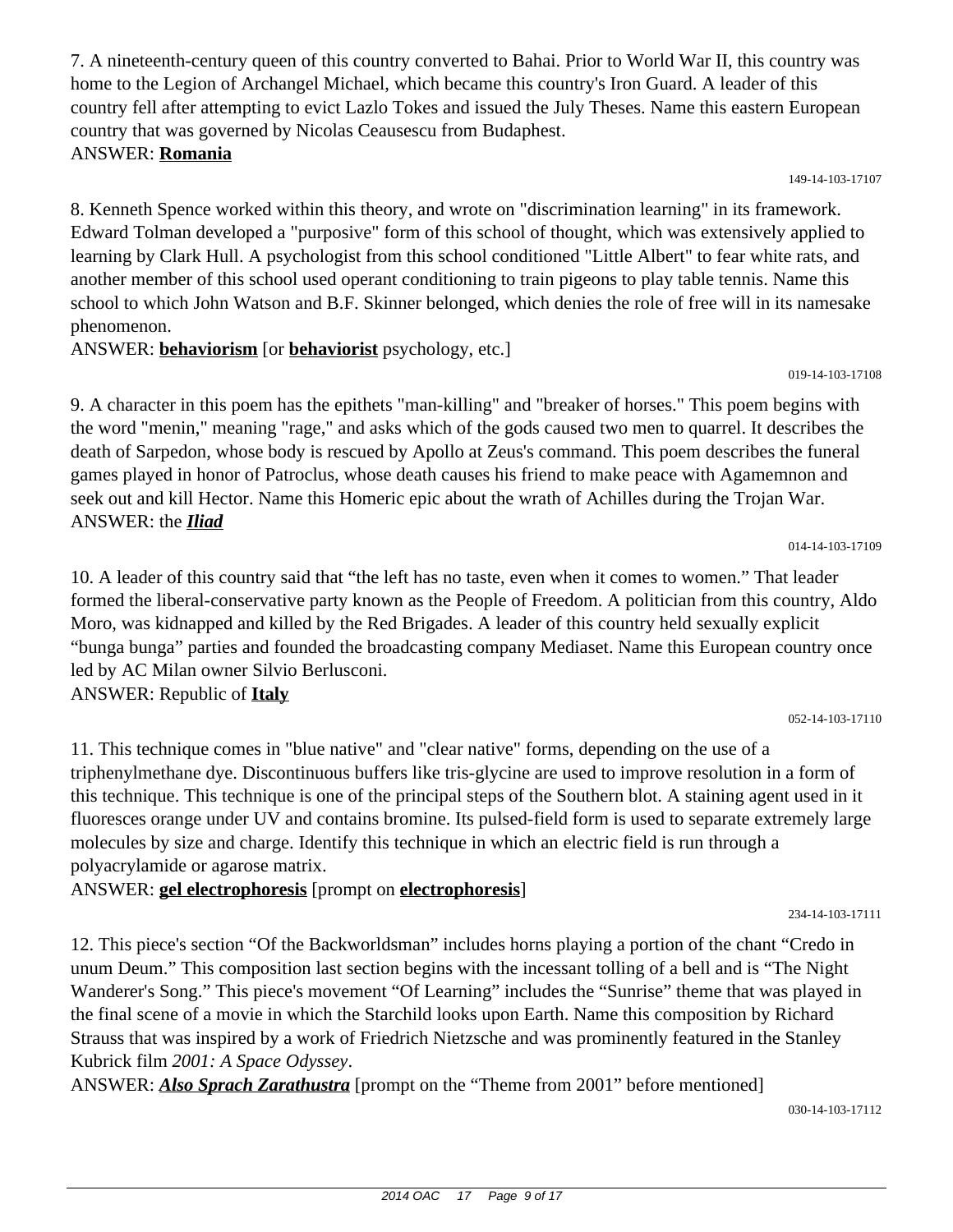7. A nineteenth-century queen of this country converted to Bahai. Prior to World War II, this country was home to the Legion of Archangel Michael, which became this country's Iron Guard. A leader of this country fell after attempting to evict Lazlo Tokes and issued the July Theses. Name this eastern European country that was governed by Nicolas Ceausescu from Budaphest.
ANSWER: **Romania**

149-14-103-17107

8. Kenneth Spence worked within this theory, and wrote on "discrimination learning" in its framework. Edward Tolman developed a "purposive" form of this school of thought, which was extensively applied to learning by Clark Hull. A psychologist from this school conditioned "Little Albert" to fear white rats, and another member of this school used operant conditioning to train pigeons to play table tennis. Name this school to which John Watson and B.F. Skinner belonged, which denies the role of free will in its namesake phenomenon.
ANSWER: **behaviorism** [or **behaviorist** psychology, etc.]

019-14-103-17108

9. A character in this poem has the epithets "man-killing" and "breaker of horses." This poem begins with the word "menin," meaning "rage," and asks which of the gods caused two men to quarrel. It describes the death of Sarpedon, whose body is rescued by Apollo at Zeus's command. This poem describes the funeral games played in honor of Patroclus, whose death causes his friend to make peace with Agamemnon and seek out and kill Hector. Name this Homeric epic about the wrath of Achilles during the Trojan War.
ANSWER: the ***Iliad***

014-14-103-17109

10. A leader of this country said that "the left has no taste, even when it comes to women." That leader formed the liberal-conservative party known as the People of Freedom. A politician from this country, Aldo Moro, was kidnapped and killed by the Red Brigades. A leader of this country held sexually explicit "bunga bunga" parties and founded the broadcasting company Mediaset. Name this European country once led by AC Milan owner Silvio Berlusconi.
ANSWER: Republic of **Italy**

052-14-103-17110

11. This technique comes in "blue native" and "clear native" forms, depending on the use of a triphenylmethane dye. Discontinuous buffers like tris-glycine are used to improve resolution in a form of this technique. This technique is one of the principal steps of the Southern blot. A staining agent used in it fluoresces orange under UV and contains bromine. Its pulsed-field form is used to separate extremely large molecules by size and charge. Identify this technique in which an electric field is run through a polyacrylamide or agarose matrix.
ANSWER: **gel electrophoresis** [prompt on **electrophoresis**]

234-14-103-17111

12. This piece's section "Of the Backworldsman" includes horns playing a portion of the chant "Credo in unum Deum." This composition last section begins with the incessant tolling of a bell and is "The Night Wanderer's Song." This piece's movement "Of Learning" includes the "Sunrise" theme that was played in the final scene of a movie in which the Starchild looks upon Earth. Name this composition by Richard Strauss that was inspired by a work of Friedrich Nietzsche and was prominently featured in the Stanley Kubrick film *2001: A Space Odyssey*.
ANSWER: ***Also Sprach Zarathustra*** [prompt on the "Theme from 2001" before mentioned]

030-14-103-17112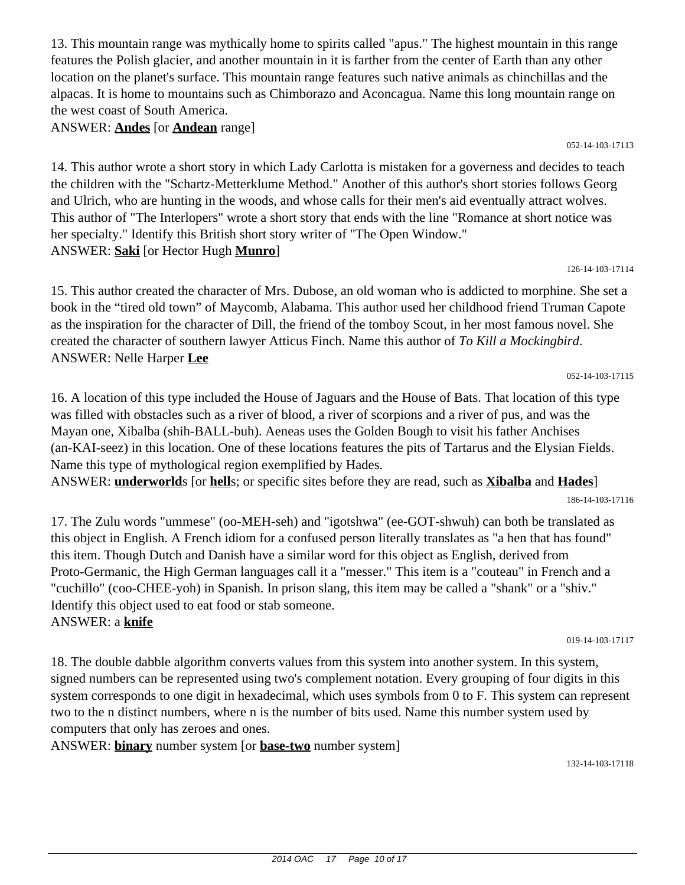13. This mountain range was mythically home to spirits called "apus." The highest mountain in this range features the Polish glacier, and another mountain in it is farther from the center of Earth than any other location on the planet's surface. This mountain range features such native animals as chinchillas and the alpacas. It is home to mountains such as Chimborazo and Aconcagua. Name this long mountain range on the west coast of South America.

ANSWER: **Andes** [or **Andean** range]

052-14-103-17113

14. This author wrote a short story in which Lady Carlotta is mistaken for a governess and decides to teach the children with the "Schartz-Metterklume Method." Another of this author's short stories follows Georg and Ulrich, who are hunting in the woods, and whose calls for their men's aid eventually attract wolves. This author of "The Interlopers" wrote a short story that ends with the line "Romance at short notice was her specialty." Identify this British short story writer of "The Open Window."

ANSWER: **Saki** [or Hector Hugh **Munro**]

126-14-103-17114

15. This author created the character of Mrs. Dubose, an old woman who is addicted to morphine. She set a book in the "tired old town" of Maycomb, Alabama. This author used her childhood friend Truman Capote as the inspiration for the character of Dill, the friend of the tomboy Scout, in her most famous novel. She created the character of southern lawyer Atticus Finch. Name this author of *To Kill a Mockingbird*.

ANSWER: Nelle Harper **Lee**

052-14-103-17115

16. A location of this type included the House of Jaguars and the House of Bats. That location of this type was filled with obstacles such as a river of blood, a river of scorpions and a river of pus, and was the Mayan one, Xibalba (shih-BALL-buh). Aeneas uses the Golden Bough to visit his father Anchises (an-KAI-seez) in this location. One of these locations features the pits of Tartarus and the Elysian Fields. Name this type of mythological region exemplified by Hades.

ANSWER: **underworld**s [or **hell**s; or specific sites before they are read, such as **Xibalba** and **Hades**]

186-14-103-17116

17. The Zulu words "ummese" (oo-MEH-seh) and "igotshwa" (ee-GOT-shwuh) can both be translated as this object in English. A French idiom for a confused person literally translates as "a hen that has found" this item. Though Dutch and Danish have a similar word for this object as English, derived from Proto-Germanic, the High German languages call it a "messer." This item is a "couteau" in French and a "cuchillo" (coo-CHEE-yoh) in Spanish. In prison slang, this item may be called a "shank" or a "shiv." Identify this object used to eat food or stab someone.

ANSWER: a **knife**

019-14-103-17117

18. The double dabble algorithm converts values from this system into another system. In this system, signed numbers can be represented using two's complement notation. Every grouping of four digits in this system corresponds to one digit in hexadecimal, which uses symbols from 0 to F. This system can represent two to the n distinct numbers, where n is the number of bits used. Name this number system used by computers that only has zeroes and ones.

ANSWER: **binary** number system [or **base-two** number system]

132-14-103-17118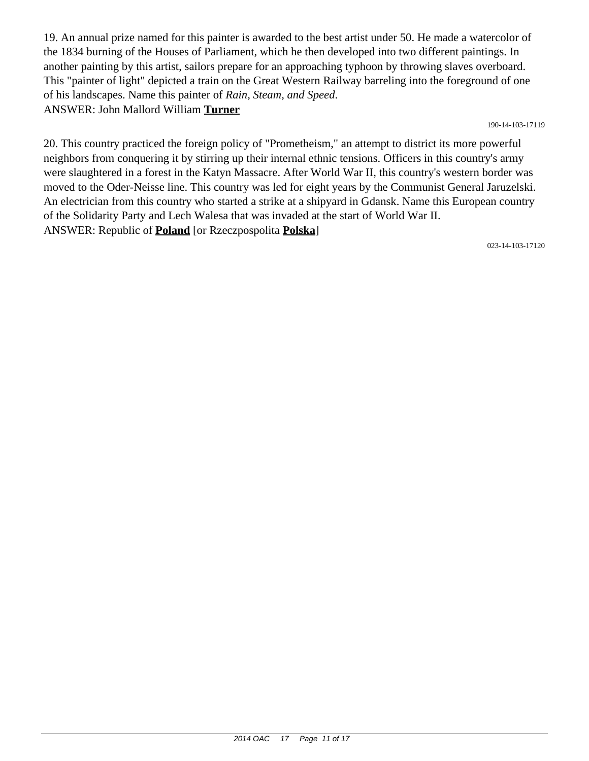19. An annual prize named for this painter is awarded to the best artist under 50. He made a watercolor of the 1834 burning of the Houses of Parliament, which he then developed into two different paintings. In another painting by this artist, sailors prepare for an approaching typhoon by throwing slaves overboard. This "painter of light" depicted a train on the Great Western Railway barreling into the foreground of one of his landscapes. Name this painter of *Rain, Steam, and Speed*.
ANSWER: John Mallord William **Turner**

190-14-103-17119

20. This country practiced the foreign policy of "Prometheism," an attempt to district its more powerful neighbors from conquering it by stirring up their internal ethnic tensions. Officers in this country's army were slaughtered in a forest in the Katyn Massacre. After World War II, this country's western border was moved to the Oder-Neisse line. This country was led for eight years by the Communist General Jaruzelski. An electrician from this country who started a strike at a shipyard in Gdansk. Name this European country of the Solidarity Party and Lech Walesa that was invaded at the start of World War II.
ANSWER: Republic of **Poland** [or Rzeczpospolita **Polska**]

023-14-103-17120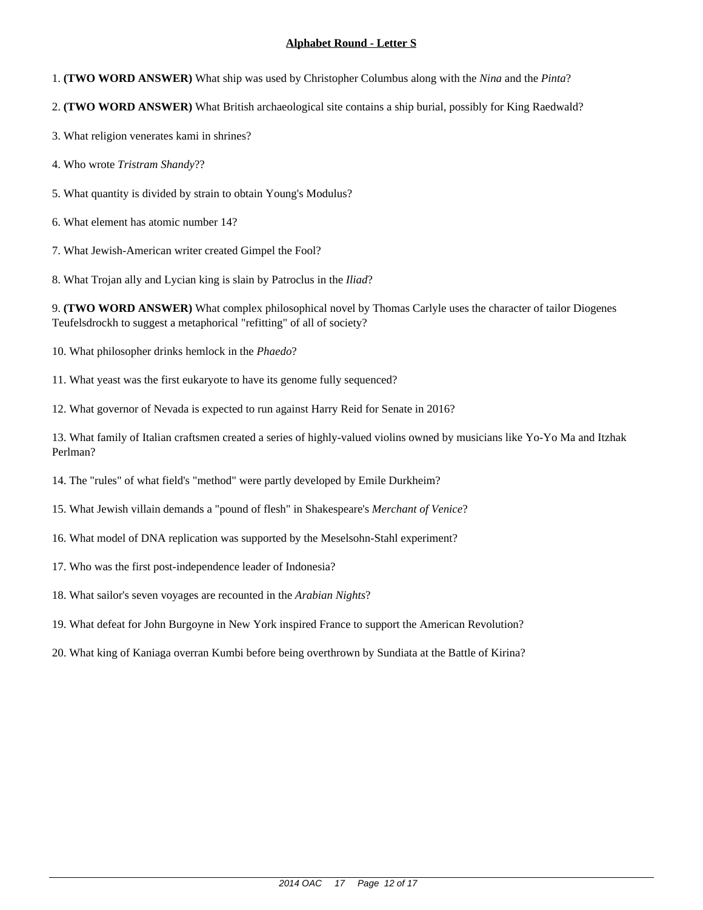## Alphabet Round - Letter S

1. **(TWO WORD ANSWER)** What ship was used by Christopher Columbus along with the *Nina* and the *Pinta*?

2. **(TWO WORD ANSWER)** What British archaeological site contains a ship burial, possibly for King Raedwald?

3. What religion venerates kami in shrines?

4. Who wrote *Tristram Shandy*??

5. What quantity is divided by strain to obtain Young's Modulus?

6. What element has atomic number 14?

7. What Jewish-American writer created Gimpel the Fool?

8. What Trojan ally and Lycian king is slain by Patroclus in the *Iliad*?

9. **(TWO WORD ANSWER)** What complex philosophical novel by Thomas Carlyle uses the character of tailor Diogenes Teufelsdrockh to suggest a metaphorical "refitting" of all of society?

10. What philosopher drinks hemlock in the *Phaedo*?

11. What yeast was the first eukaryote to have its genome fully sequenced?

12. What governor of Nevada is expected to run against Harry Reid for Senate in 2016?

13. What family of Italian craftsmen created a series of highly-valued violins owned by musicians like Yo-Yo Ma and Itzhak Perlman?

14. The "rules" of what field's "method" were partly developed by Emile Durkheim?

15. What Jewish villain demands a "pound of flesh" in Shakespeare's *Merchant of Venice*?

16. What model of DNA replication was supported by the Meselsohn-Stahl experiment?

17. Who was the first post-independence leader of Indonesia?

18. What sailor's seven voyages are recounted in the *Arabian Nights*?

19. What defeat for John Burgoyne in New York inspired France to support the American Revolution?

20. What king of Kaniaga overran Kumbi before being overthrown by Sundiata at the Battle of Kirina?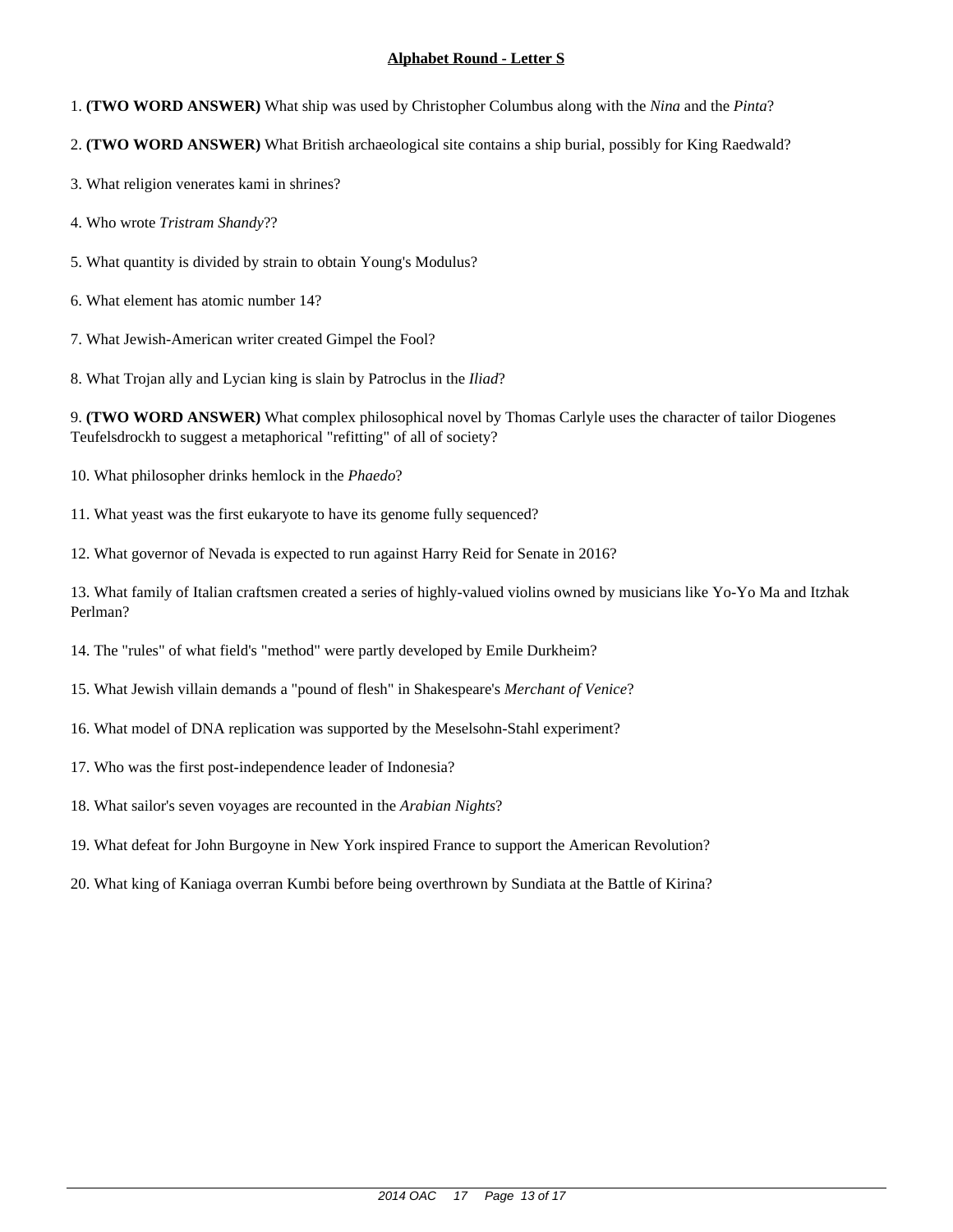## **Alphabet Round - Letter S**

1. **(TWO WORD ANSWER)** What ship was used by Christopher Columbus along with the *Nina* and the *Pinta*?

2. **(TWO WORD ANSWER)** What British archaeological site contains a ship burial, possibly for King Raedwald?

3. What religion venerates kami in shrines?

4. Who wrote *Tristram Shandy*??

5. What quantity is divided by strain to obtain Young's Modulus?

6. What element has atomic number 14?

7. What Jewish-American writer created Gimpel the Fool?

8. What Trojan ally and Lycian king is slain by Patroclus in the *Iliad*?

9. **(TWO WORD ANSWER)** What complex philosophical novel by Thomas Carlyle uses the character of tailor Diogenes Teufelsdrockh to suggest a metaphorical "refitting" of all of society?

10. What philosopher drinks hemlock in the *Phaedo*?

11. What yeast was the first eukaryote to have its genome fully sequenced?

12. What governor of Nevada is expected to run against Harry Reid for Senate in 2016?

13. What family of Italian craftsmen created a series of highly-valued violins owned by musicians like Yo-Yo Ma and Itzhak Perlman?

14. The "rules" of what field's "method" were partly developed by Emile Durkheim?

15. What Jewish villain demands a "pound of flesh" in Shakespeare's *Merchant of Venice*?

16. What model of DNA replication was supported by the Meselsohn-Stahl experiment?

17. Who was the first post-independence leader of Indonesia?

18. What sailor's seven voyages are recounted in the *Arabian Nights*?

19. What defeat for John Burgoyne in New York inspired France to support the American Revolution?

20. What king of Kaniaga overran Kumbi before being overthrown by Sundiata at the Battle of Kirina?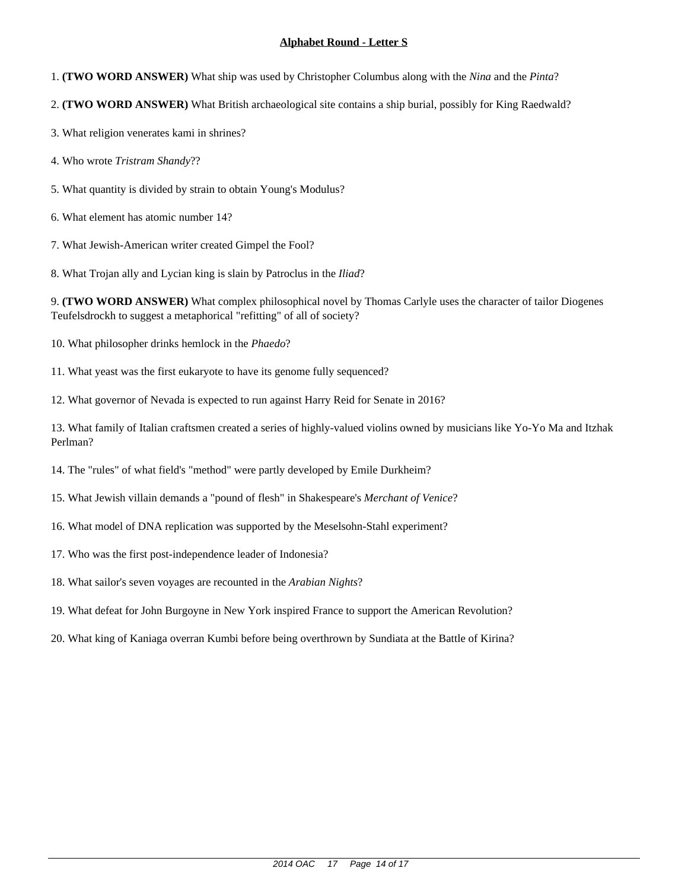**Alphabet Round - Letter S**

1. **(TWO WORD ANSWER)** What ship was used by Christopher Columbus along with the *Nina* and the *Pinta*?

2. **(TWO WORD ANSWER)** What British archaeological site contains a ship burial, possibly for King Raedwald?

3. What religion venerates kami in shrines?

4. Who wrote *Tristram Shandy*??

5. What quantity is divided by strain to obtain Young's Modulus?

6. What element has atomic number 14?

7. What Jewish-American writer created Gimpel the Fool?

8. What Trojan ally and Lycian king is slain by Patroclus in the *Iliad*?

9. **(TWO WORD ANSWER)** What complex philosophical novel by Thomas Carlyle uses the character of tailor Diogenes Teufelsdrockh to suggest a metaphorical "refitting" of all of society?

10. What philosopher drinks hemlock in the *Phaedo*?

11. What yeast was the first eukaryote to have its genome fully sequenced?

12. What governor of Nevada is expected to run against Harry Reid for Senate in 2016?

13. What family of Italian craftsmen created a series of highly-valued violins owned by musicians like Yo-Yo Ma and Itzhak Perlman?

14. The "rules" of what field's "method" were partly developed by Emile Durkheim?

15. What Jewish villain demands a "pound of flesh" in Shakespeare's *Merchant of Venice*?

16. What model of DNA replication was supported by the Meselsohn-Stahl experiment?

17. Who was the first post-independence leader of Indonesia?

18. What sailor's seven voyages are recounted in the *Arabian Nights*?

19. What defeat for John Burgoyne in New York inspired France to support the American Revolution?

20. What king of Kaniaga overran Kumbi before being overthrown by Sundiata at the Battle of Kirina?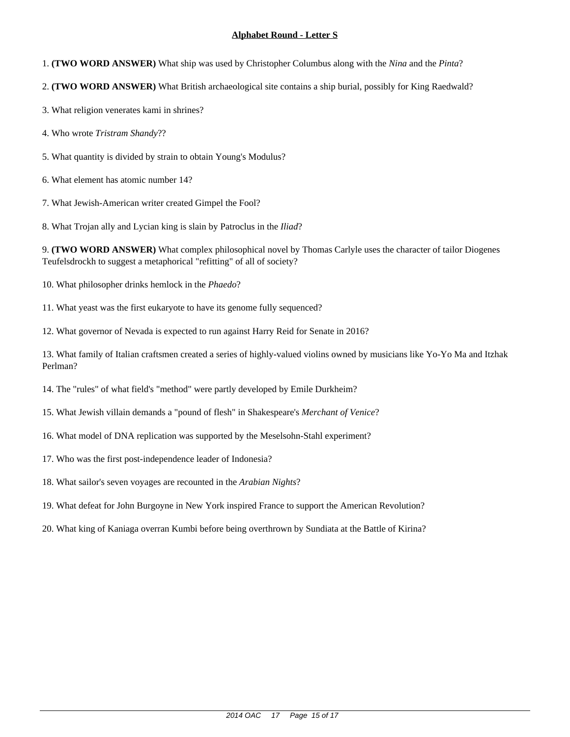## **Alphabet Round - Letter S**

1. **(TWO WORD ANSWER)** What ship was used by Christopher Columbus along with the *Nina* and the *Pinta*?

2. **(TWO WORD ANSWER)** What British archaeological site contains a ship burial, possibly for King Raedwald?

3. What religion venerates kami in shrines?

4. Who wrote *Tristram Shandy*??

5. What quantity is divided by strain to obtain Young's Modulus?

6. What element has atomic number 14?

7. What Jewish-American writer created Gimpel the Fool?

8. What Trojan ally and Lycian king is slain by Patroclus in the *Iliad*?

9. **(TWO WORD ANSWER)** What complex philosophical novel by Thomas Carlyle uses the character of tailor Diogenes Teufelsdrockh to suggest a metaphorical "refitting" of all of society?

10. What philosopher drinks hemlock in the *Phaedo*?

11. What yeast was the first eukaryote to have its genome fully sequenced?

12. What governor of Nevada is expected to run against Harry Reid for Senate in 2016?

13. What family of Italian craftsmen created a series of highly-valued violins owned by musicians like Yo-Yo Ma and Itzhak Perlman?

14. The "rules" of what field's "method" were partly developed by Emile Durkheim?

15. What Jewish villain demands a "pound of flesh" in Shakespeare's *Merchant of Venice*?

16. What model of DNA replication was supported by the Meselsohn-Stahl experiment?

17. Who was the first post-independence leader of Indonesia?

18. What sailor's seven voyages are recounted in the *Arabian Nights*?

19. What defeat for John Burgoyne in New York inspired France to support the American Revolution?

20. What king of Kaniaga overran Kumbi before being overthrown by Sundiata at the Battle of Kirina?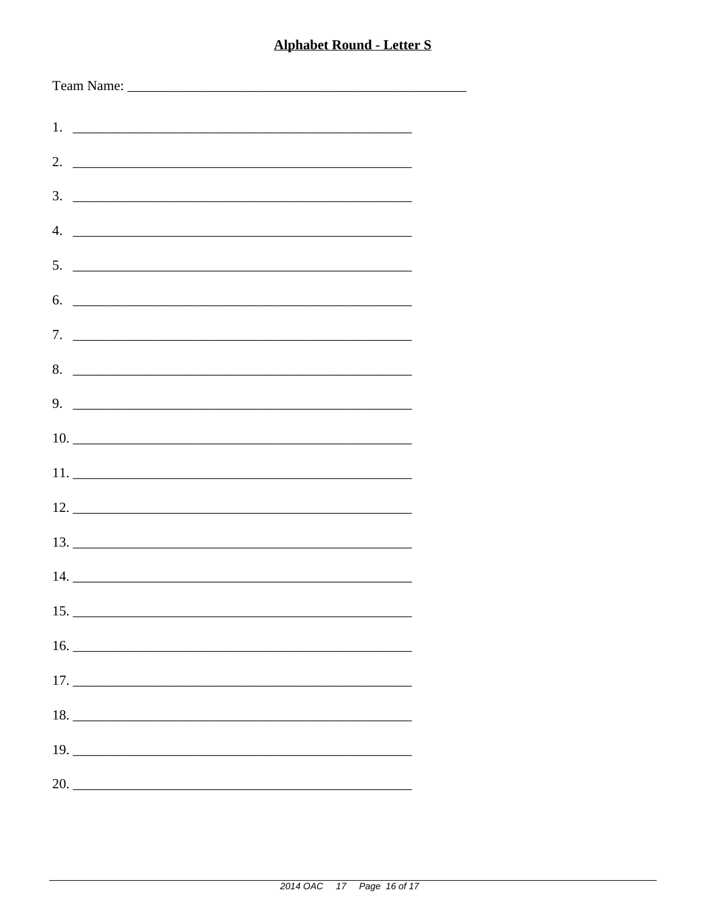**Alphabet Round - Letter S**

Team Name: ______________________________________________

1. ______________________________________________

2. ______________________________________________

3. ______________________________________________

4. ______________________________________________

5. ______________________________________________

6. ______________________________________________

7. ______________________________________________

8. ______________________________________________

9. ______________________________________________

10. ______________________________________________

11. ______________________________________________

12. ______________________________________________

13. ______________________________________________

14. ______________________________________________

15. ______________________________________________

16. ______________________________________________

17. ______________________________________________

18. ______________________________________________

19. ______________________________________________

20. ______________________________________________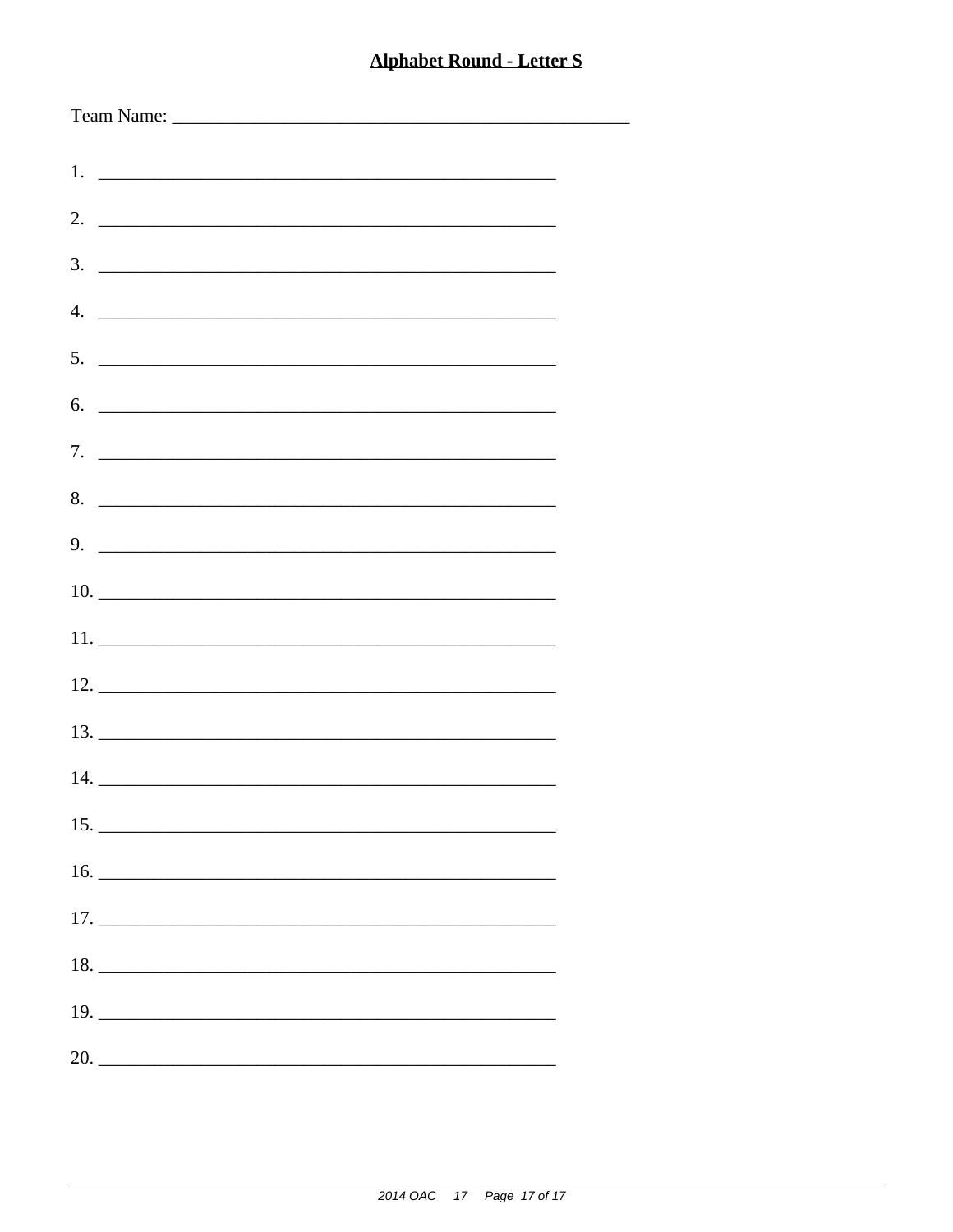**Alphabet Round - Letter S**

Team Name: ______________________________________________

1. ______________________________________________
2. ______________________________________________
3. ______________________________________________
4. ______________________________________________
5. ______________________________________________
6. ______________________________________________
7. ______________________________________________
8. ______________________________________________
9. ______________________________________________
10. ______________________________________________
11. ______________________________________________
12. ______________________________________________
13. ______________________________________________
14. ______________________________________________
15. ______________________________________________
16. ______________________________________________
17. ______________________________________________
18. ______________________________________________
19. ______________________________________________
20. ______________________________________________